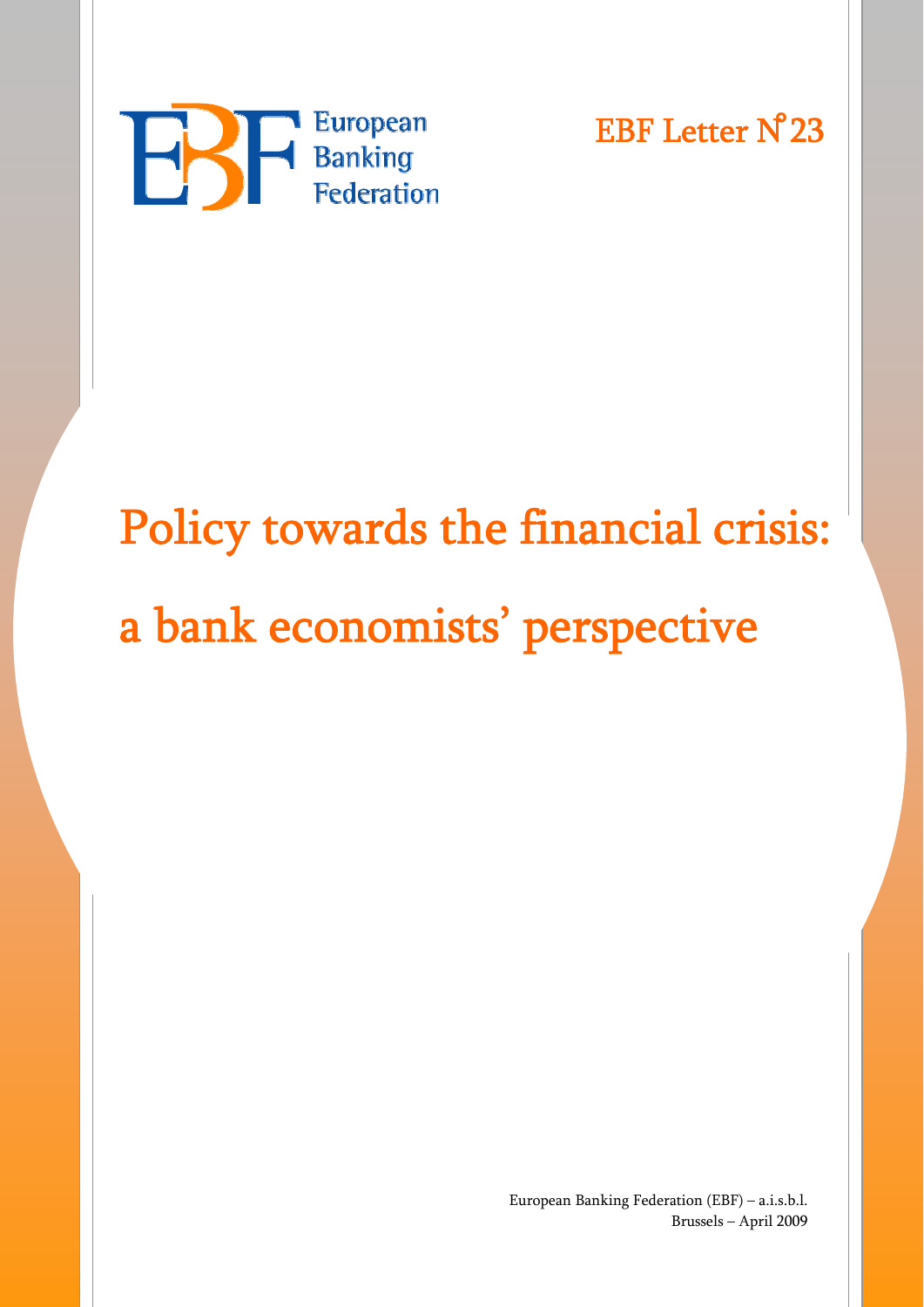European Banking Federation

EBF Letter N°23

# Policy towards the financial crisis: a bank economists' perspective

European Banking Federation (EBF) – a.i.s.b.l.
Brussels – April 2009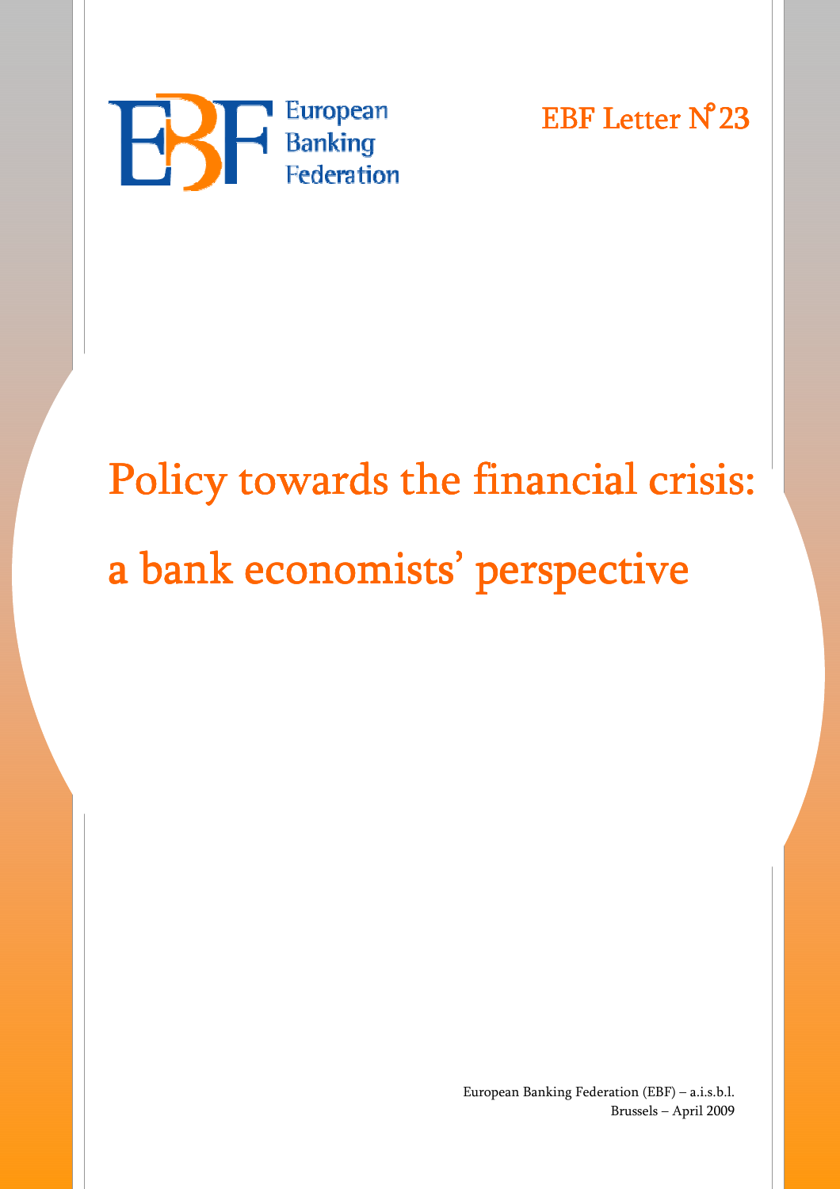European Banking Federation

EBF Letter N°23

# Policy towards the financial crisis: a bank economists' perspective

European Banking Federation (EBF) – a.i.s.b.l.
Brussels – April 2009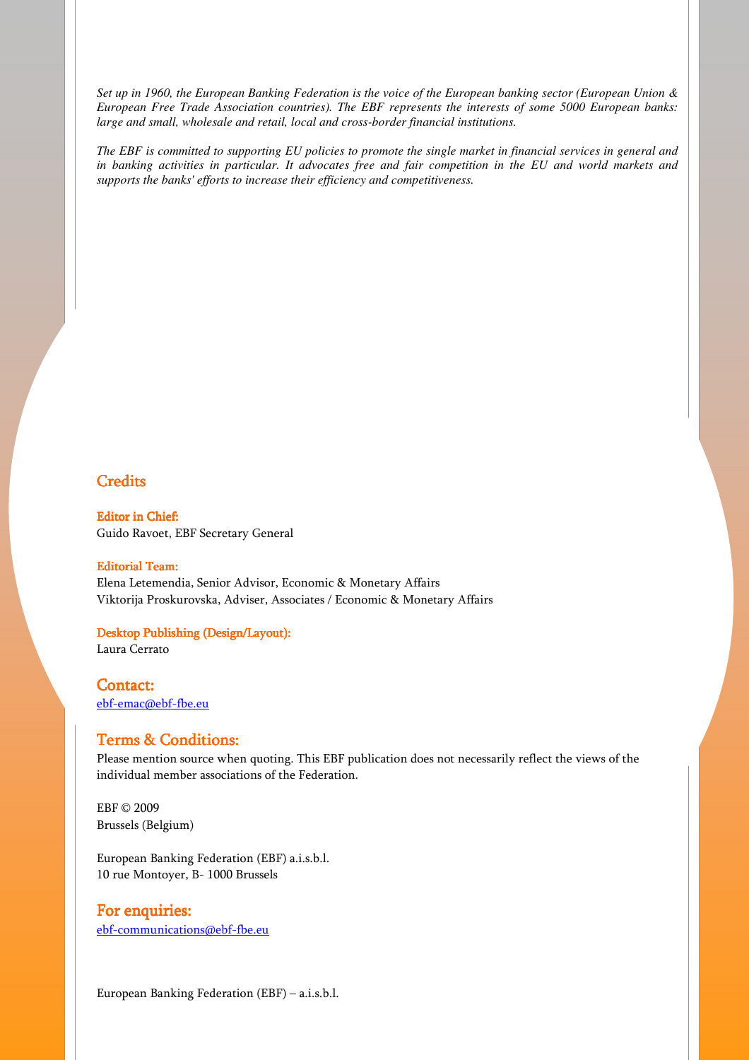*Set up in 1960, the European Banking Federation is the voice of the European banking sector (European Union & European Free Trade Association countries). The EBF represents the interests of some 5000 European banks: large and small, wholesale and retail, local and cross-border financial institutions.*

*The EBF is committed to supporting EU policies to promote the single market in financial services in general and in banking activities in particular. It advocates free and fair competition in the EU and world markets and supports the banks' efforts to increase their efficiency and competitiveness.*

## Credits

**Editor in Chief:**
Guido Ravoet, EBF Secretary General

**Editorial Team:**
Elena Letemendia, Senior Advisor, Economic & Monetary Affairs
Viktorija Proskurovska, Adviser, Associates / Economic & Monetary Affairs

**Desktop Publishing (Design/Layout):**
Laura Cerrato

### Contact:

ebf-emac@ebf-fbe.eu

### Terms & Conditions:

Please mention source when quoting. This EBF publication does not necessarily reflect the views of the individual member associations of the Federation.

EBF © 2009
Brussels (Belgium)

European Banking Federation (EBF) a.i.s.b.l.
10 rue Montoyer, B- 1000 Brussels

### For enquiries:

ebf-communications@ebf-fbe.eu

European Banking Federation (EBF) – a.i.s.b.l.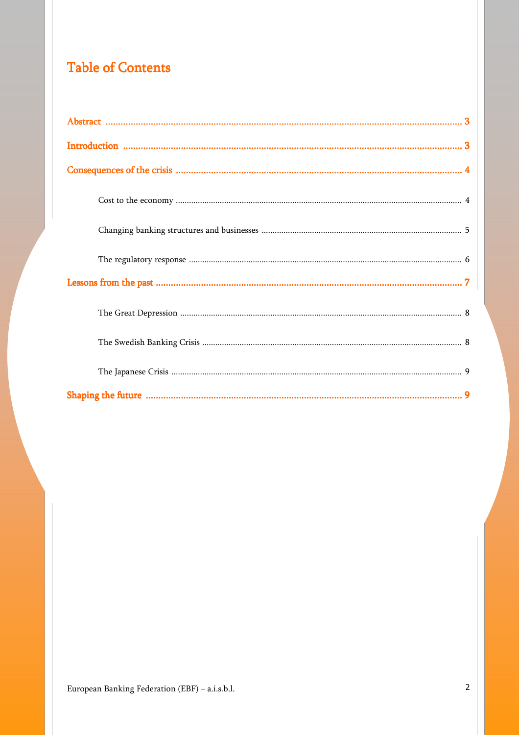# Table of Contents

**Abstract** ........................................................................ 3

**Introduction** ........................................................................ 3

**Consequences of the crisis** ........................................................................ 4

- Cost to the economy ........................................................................ 4
- Changing banking structures and businesses ........................................................................ 5
- The regulatory response ........................................................................ 6

**Lessons from the past** ........................................................................ 7

- The Great Depression ........................................................................ 8
- The Swedish Banking Crisis ........................................................................ 8
- The Japanese Crisis ........................................................................ 9

**Shaping the future** ........................................................................ 9

European Banking Federation (EBF) – a.i.s.b.l.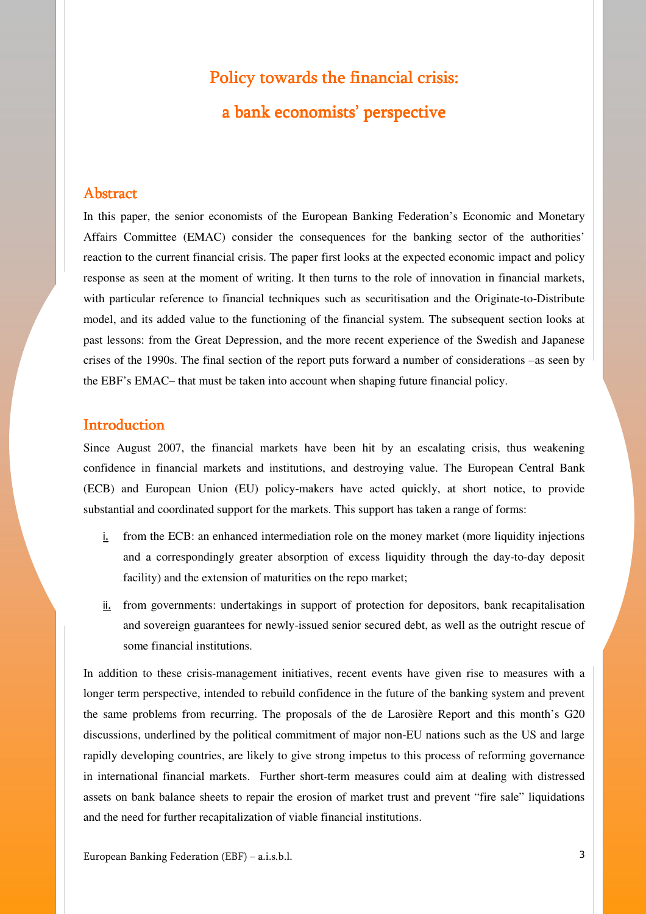# Policy towards the financial crisis: a bank economists' perspective

## Abstract

In this paper, the senior economists of the European Banking Federation's Economic and Monetary Affairs Committee (EMAC) consider the consequences for the banking sector of the authorities' reaction to the current financial crisis. The paper first looks at the expected economic impact and policy response as seen at the moment of writing. It then turns to the role of innovation in financial markets, with particular reference to financial techniques such as securitisation and the Originate-to-Distribute model, and its added value to the functioning of the financial system. The subsequent section looks at past lessons: from the Great Depression, and the more recent experience of the Swedish and Japanese crises of the 1990s. The final section of the report puts forward a number of considerations –as seen by the EBF's EMAC– that must be taken into account when shaping future financial policy.

## Introduction

Since August 2007, the financial markets have been hit by an escalating crisis, thus weakening confidence in financial markets and institutions, and destroying value. The European Central Bank (ECB) and European Union (EU) policy-makers have acted quickly, at short notice, to provide substantial and coordinated support for the markets. This support has taken a range of forms:

i. from the ECB: an enhanced intermediation role on the money market (more liquidity injections and a correspondingly greater absorption of excess liquidity through the day-to-day deposit facility) and the extension of maturities on the repo market;

ii. from governments: undertakings in support of protection for depositors, bank recapitalisation and sovereign guarantees for newly-issued senior secured debt, as well as the outright rescue of some financial institutions.

In addition to these crisis-management initiatives, recent events have given rise to measures with a longer term perspective, intended to rebuild confidence in the future of the banking system and prevent the same problems from recurring. The proposals of the de Larosière Report and this month's G20 discussions, underlined by the political commitment of major non-EU nations such as the US and large rapidly developing countries, are likely to give strong impetus to this process of reforming governance in international financial markets. Further short-term measures could aim at dealing with distressed assets on bank balance sheets to repair the erosion of market trust and prevent "fire sale" liquidations and the need for further recapitalization of viable financial institutions.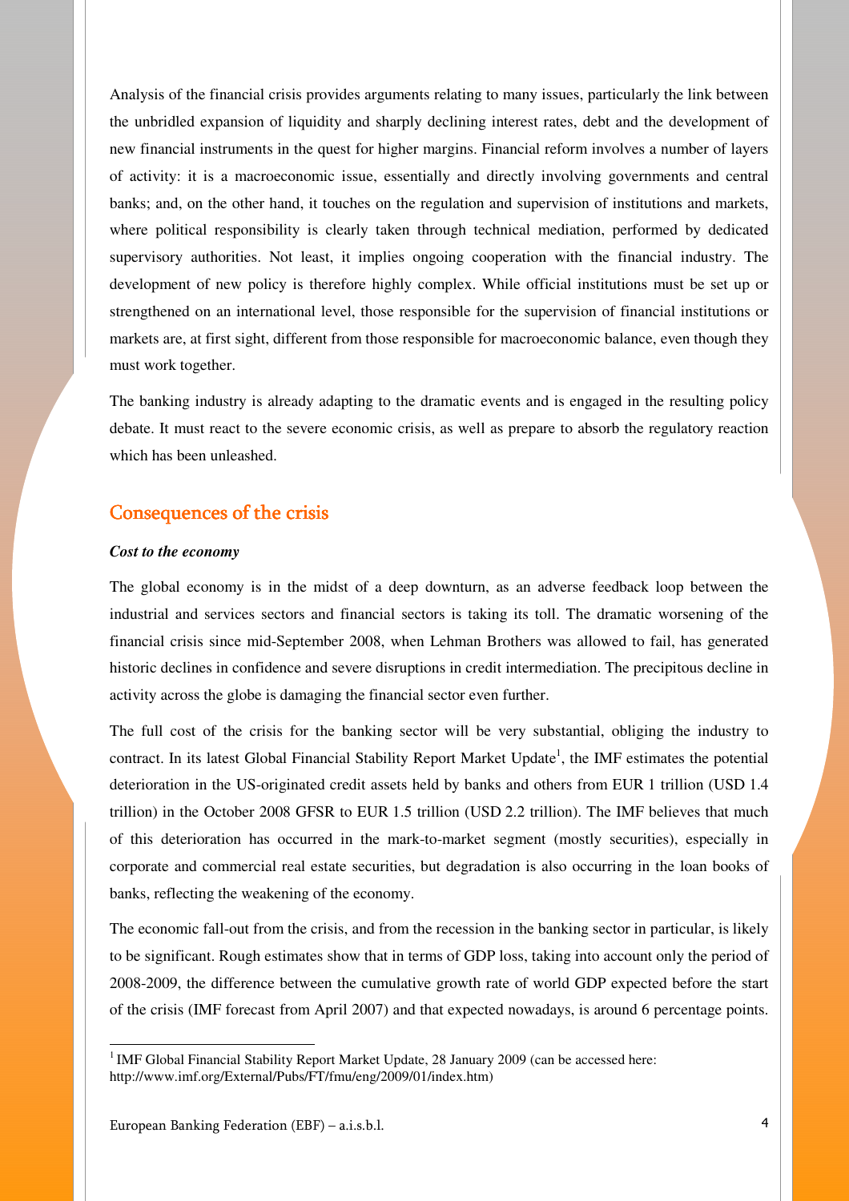Analysis of the financial crisis provides arguments relating to many issues, particularly the link between the unbridled expansion of liquidity and sharply declining interest rates, debt and the development of new financial instruments in the quest for higher margins. Financial reform involves a number of layers of activity: it is a macroeconomic issue, essentially and directly involving governments and central banks; and, on the other hand, it touches on the regulation and supervision of institutions and markets, where political responsibility is clearly taken through technical mediation, performed by dedicated supervisory authorities. Not least, it implies ongoing cooperation with the financial industry. The development of new policy is therefore highly complex. While official institutions must be set up or strengthened on an international level, those responsible for the supervision of financial institutions or markets are, at first sight, different from those responsible for macroeconomic balance, even though they must work together.

The banking industry is already adapting to the dramatic events and is engaged in the resulting policy debate. It must react to the severe economic crisis, as well as prepare to absorb the regulatory reaction which has been unleashed.

## Consequences of the crisis

***Cost to the economy***

The global economy is in the midst of a deep downturn, as an adverse feedback loop between the industrial and services sectors and financial sectors is taking its toll. The dramatic worsening of the financial crisis since mid-September 2008, when Lehman Brothers was allowed to fail, has generated historic declines in confidence and severe disruptions in credit intermediation. The precipitous decline in activity across the globe is damaging the financial sector even further.

The full cost of the crisis for the banking sector will be very substantial, obliging the industry to contract. In its latest Global Financial Stability Report Market Update[1], the IMF estimates the potential deterioration in the US-originated credit assets held by banks and others from EUR 1 trillion (USD 1.4 trillion) in the October 2008 GFSR to EUR 1.5 trillion (USD 2.2 trillion). The IMF believes that much of this deterioration has occurred in the mark-to-market segment (mostly securities), especially in corporate and commercial real estate securities, but degradation is also occurring in the loan books of banks, reflecting the weakening of the economy.

The economic fall-out from the crisis, and from the recession in the banking sector in particular, is likely to be significant. Rough estimates show that in terms of GDP loss, taking into account only the period of 2008-2009, the difference between the cumulative growth rate of world GDP expected before the start of the crisis (IMF forecast from April 2007) and that expected nowadays, is around 6 percentage points.

[1] IMF Global Financial Stability Report Market Update, 28 January 2009 (can be accessed here: http://www.imf.org/External/Pubs/FT/fmu/eng/2009/01/index.htm)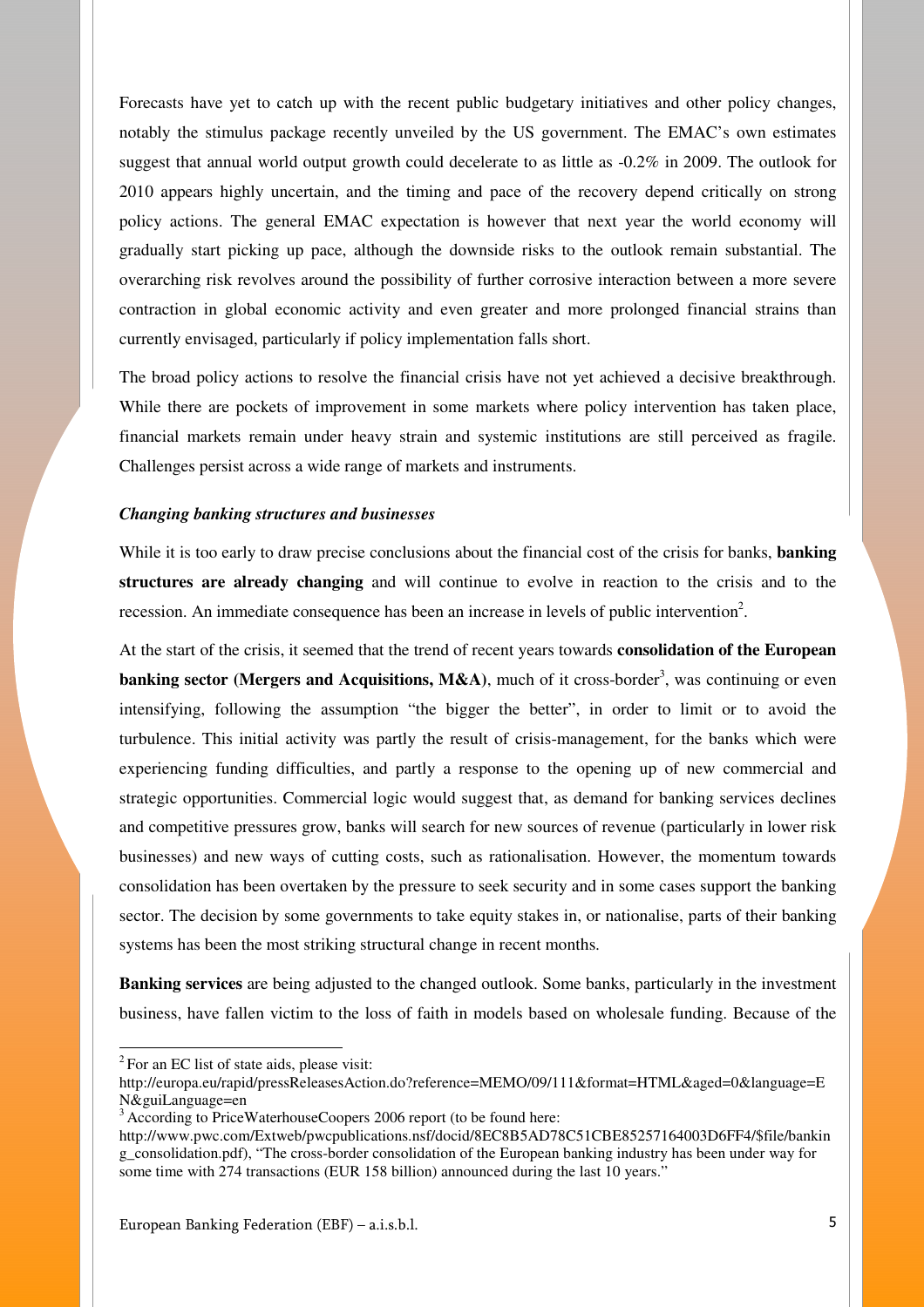Forecasts have yet to catch up with the recent public budgetary initiatives and other policy changes, notably the stimulus package recently unveiled by the US government. The EMAC's own estimates suggest that annual world output growth could decelerate to as little as -0.2% in 2009. The outlook for 2010 appears highly uncertain, and the timing and pace of the recovery depend critically on strong policy actions. The general EMAC expectation is however that next year the world economy will gradually start picking up pace, although the downside risks to the outlook remain substantial. The overarching risk revolves around the possibility of further corrosive interaction between a more severe contraction in global economic activity and even greater and more prolonged financial strains than currently envisaged, particularly if policy implementation falls short.

The broad policy actions to resolve the financial crisis have not yet achieved a decisive breakthrough. While there are pockets of improvement in some markets where policy intervention has taken place, financial markets remain under heavy strain and systemic institutions are still perceived as fragile. Challenges persist across a wide range of markets and instruments.

***Changing banking structures and businesses***

While it is too early to draw precise conclusions about the financial cost of the crisis for banks, **banking structures are already changing** and will continue to evolve in reaction to the crisis and to the recession. An immediate consequence has been an increase in levels of public intervention[2].

At the start of the crisis, it seemed that the trend of recent years towards **consolidation of the European banking sector (Mergers and Acquisitions, M&A)**, much of it cross-border[3], was continuing or even intensifying, following the assumption "the bigger the better", in order to limit or to avoid the turbulence. This initial activity was partly the result of crisis-management, for the banks which were experiencing funding difficulties, and partly a response to the opening up of new commercial and strategic opportunities. Commercial logic would suggest that, as demand for banking services declines and competitive pressures grow, banks will search for new sources of revenue (particularly in lower risk businesses) and new ways of cutting costs, such as rationalisation. However, the momentum towards consolidation has been overtaken by the pressure to seek security and in some cases support the banking sector. The decision by some governments to take equity stakes in, or nationalise, parts of their banking systems has been the most striking structural change in recent months.

**Banking services** are being adjusted to the changed outlook. Some banks, particularly in the investment business, have fallen victim to the loss of faith in models based on wholesale funding. Because of the

---

[2] For an EC list of state aids, please visit: http://europa.eu/rapid/pressReleasesAction.do?reference=MEMO/09/111&format=HTML&aged=0&language=EN&guiLanguage=en

[3] According to PriceWaterhouseCoopers 2006 report (to be found here: http://www.pwc.com/Extweb/pwcpublications.nsf/docid/8EC8B5AD78C51CBE85257164003D6FF4/$file/banking_consolidation.pdf), "The cross-border consolidation of the European banking industry has been under way for some time with 274 transactions (EUR 158 billion) announced during the last 10 years."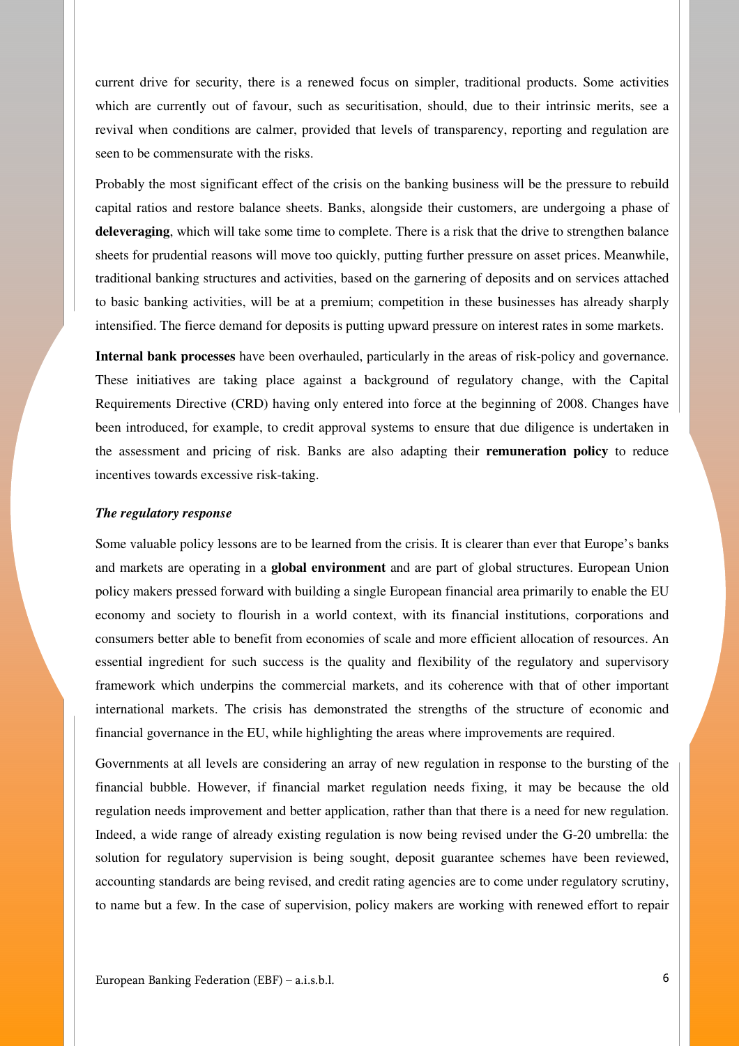current drive for security, there is a renewed focus on simpler, traditional products. Some activities which are currently out of favour, such as securitisation, should, due to their intrinsic merits, see a revival when conditions are calmer, provided that levels of transparency, reporting and regulation are seen to be commensurate with the risks.

Probably the most significant effect of the crisis on the banking business will be the pressure to rebuild capital ratios and restore balance sheets. Banks, alongside their customers, are undergoing a phase of **deleveraging**, which will take some time to complete. There is a risk that the drive to strengthen balance sheets for prudential reasons will move too quickly, putting further pressure on asset prices. Meanwhile, traditional banking structures and activities, based on the garnering of deposits and on services attached to basic banking activities, will be at a premium; competition in these businesses has already sharply intensified. The fierce demand for deposits is putting upward pressure on interest rates in some markets.

**Internal bank processes** have been overhauled, particularly in the areas of risk-policy and governance. These initiatives are taking place against a background of regulatory change, with the Capital Requirements Directive (CRD) having only entered into force at the beginning of 2008. Changes have been introduced, for example, to credit approval systems to ensure that due diligence is undertaken in the assessment and pricing of risk. Banks are also adapting their **remuneration policy** to reduce incentives towards excessive risk-taking.

***The regulatory response***

Some valuable policy lessons are to be learned from the crisis. It is clearer than ever that Europe's banks and markets are operating in a **global environment** and are part of global structures. European Union policy makers pressed forward with building a single European financial area primarily to enable the EU economy and society to flourish in a world context, with its financial institutions, corporations and consumers better able to benefit from economies of scale and more efficient allocation of resources. An essential ingredient for such success is the quality and flexibility of the regulatory and supervisory framework which underpins the commercial markets, and its coherence with that of other important international markets. The crisis has demonstrated the strengths of the structure of economic and financial governance in the EU, while highlighting the areas where improvements are required.

Governments at all levels are considering an array of new regulation in response to the bursting of the financial bubble. However, if financial market regulation needs fixing, it may be because the old regulation needs improvement and better application, rather than that there is a need for new regulation. Indeed, a wide range of already existing regulation is now being revised under the G-20 umbrella: the solution for regulatory supervision is being sought, deposit guarantee schemes have been reviewed, accounting standards are being revised, and credit rating agencies are to come under regulatory scrutiny, to name but a few. In the case of supervision, policy makers are working with renewed effort to repair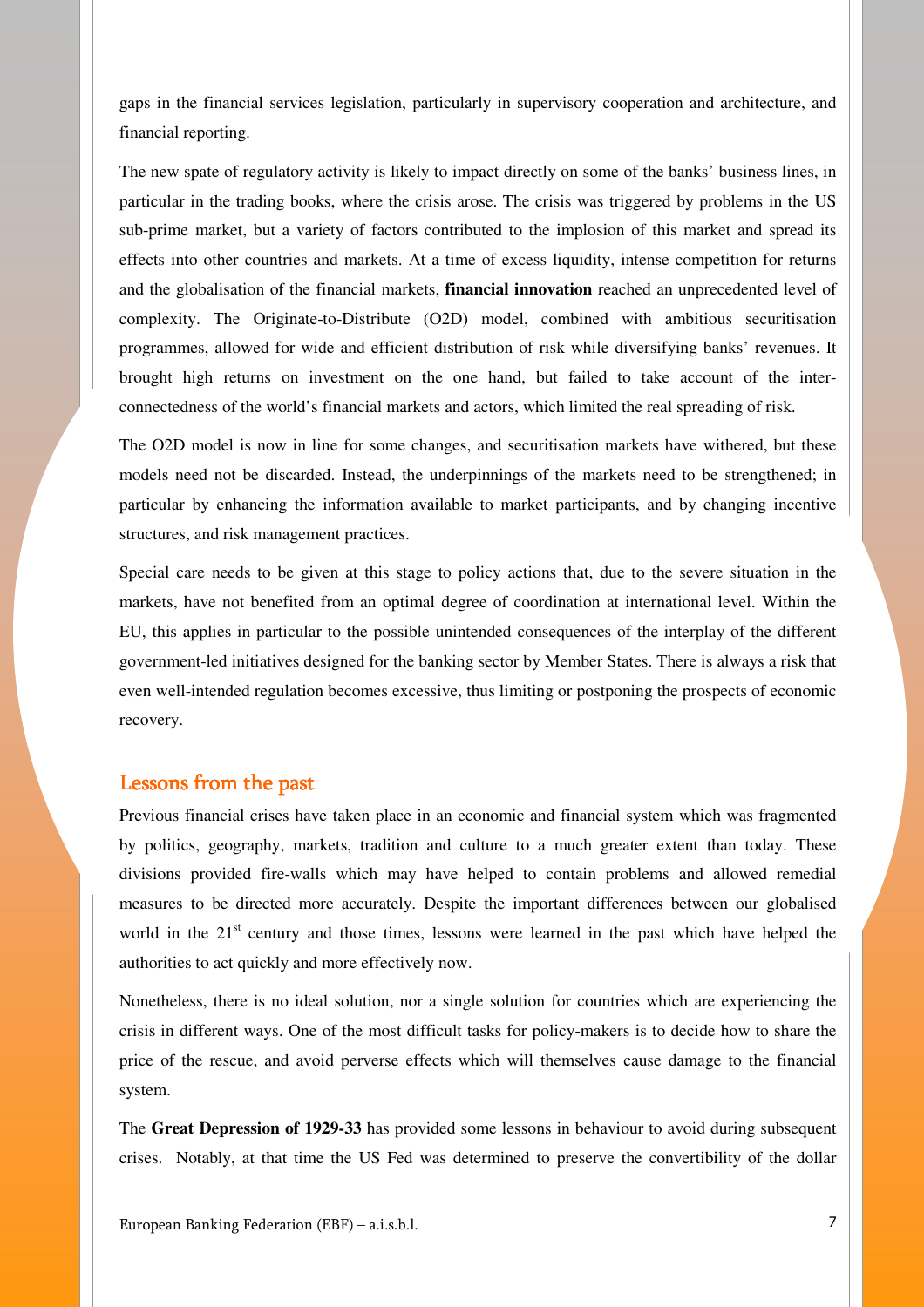gaps in the financial services legislation, particularly in supervisory cooperation and architecture, and financial reporting.

The new spate of regulatory activity is likely to impact directly on some of the banks' business lines, in particular in the trading books, where the crisis arose. The crisis was triggered by problems in the US sub-prime market, but a variety of factors contributed to the implosion of this market and spread its effects into other countries and markets. At a time of excess liquidity, intense competition for returns and the globalisation of the financial markets, **financial innovation** reached an unprecedented level of complexity. The Originate-to-Distribute (O2D) model, combined with ambitious securitisation programmes, allowed for wide and efficient distribution of risk while diversifying banks' revenues. It brought high returns on investment on the one hand, but failed to take account of the inter-connectedness of the world's financial markets and actors, which limited the real spreading of risk.

The O2D model is now in line for some changes, and securitisation markets have withered, but these models need not be discarded. Instead, the underpinnings of the markets need to be strengthened; in particular by enhancing the information available to market participants, and by changing incentive structures, and risk management practices.

Special care needs to be given at this stage to policy actions that, due to the severe situation in the markets, have not benefited from an optimal degree of coordination at international level. Within the EU, this applies in particular to the possible unintended consequences of the interplay of the different government-led initiatives designed for the banking sector by Member States. There is always a risk that even well-intended regulation becomes excessive, thus limiting or postponing the prospects of economic recovery.

## Lessons from the past

Previous financial crises have taken place in an economic and financial system which was fragmented by politics, geography, markets, tradition and culture to a much greater extent than today. These divisions provided fire-walls which may have helped to contain problems and allowed remedial measures to be directed more accurately. Despite the important differences between our globalised world in the 21st century and those times, lessons were learned in the past which have helped the authorities to act quickly and more effectively now.

Nonetheless, there is no ideal solution, nor a single solution for countries which are experiencing the crisis in different ways. One of the most difficult tasks for policy-makers is to decide how to share the price of the rescue, and avoid perverse effects which will themselves cause damage to the financial system.

The **Great Depression of 1929-33** has provided some lessons in behaviour to avoid during subsequent crises. Notably, at that time the US Fed was determined to preserve the convertibility of the dollar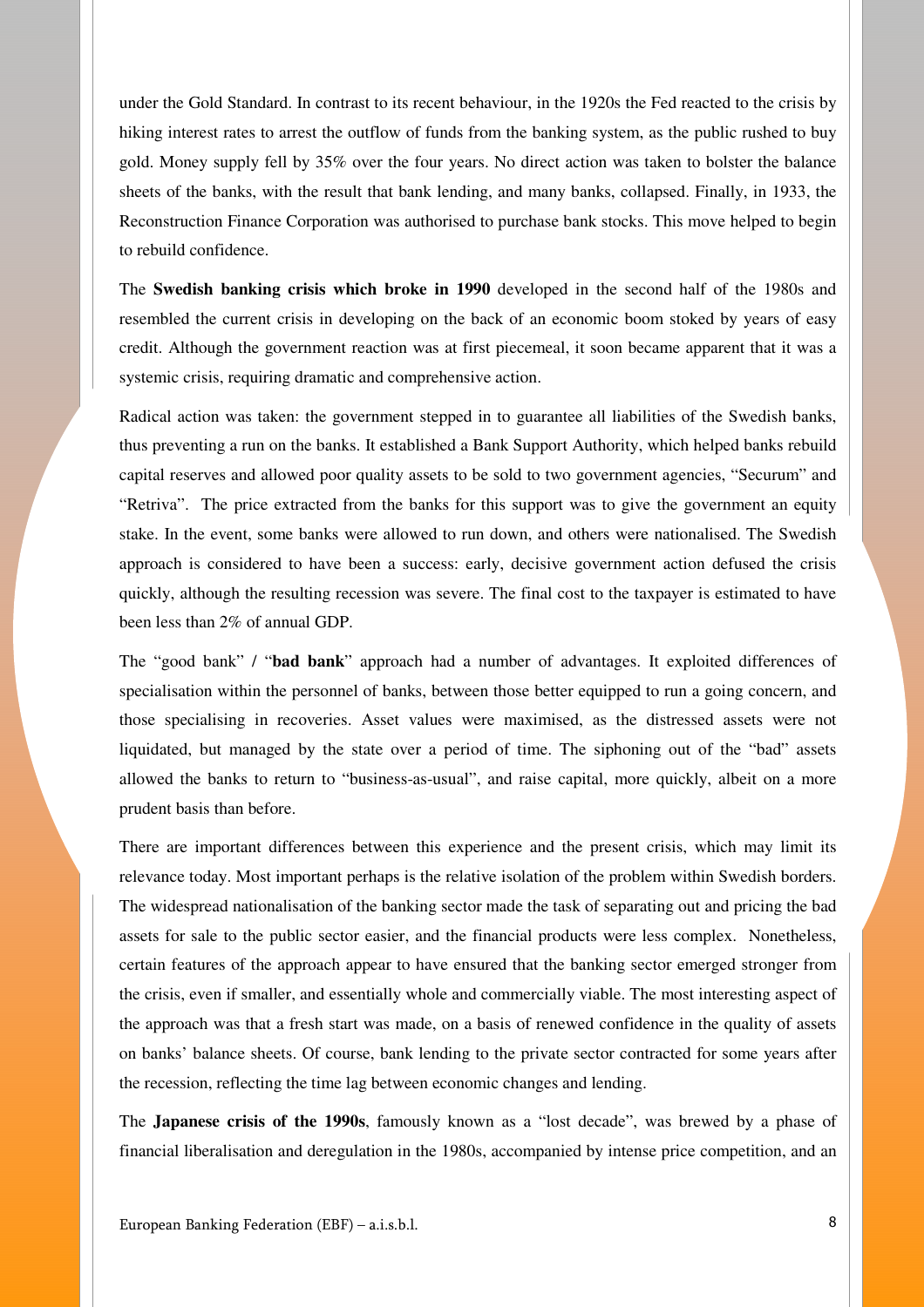under the Gold Standard. In contrast to its recent behaviour, in the 1920s the Fed reacted to the crisis by hiking interest rates to arrest the outflow of funds from the banking system, as the public rushed to buy gold. Money supply fell by 35% over the four years. No direct action was taken to bolster the balance sheets of the banks, with the result that bank lending, and many banks, collapsed. Finally, in 1933, the Reconstruction Finance Corporation was authorised to purchase bank stocks. This move helped to begin to rebuild confidence.

The **Swedish banking crisis which broke in 1990** developed in the second half of the 1980s and resembled the current crisis in developing on the back of an economic boom stoked by years of easy credit. Although the government reaction was at first piecemeal, it soon became apparent that it was a systemic crisis, requiring dramatic and comprehensive action.

Radical action was taken: the government stepped in to guarantee all liabilities of the Swedish banks, thus preventing a run on the banks. It established a Bank Support Authority, which helped banks rebuild capital reserves and allowed poor quality assets to be sold to two government agencies, "Securum" and "Retriva". The price extracted from the banks for this support was to give the government an equity stake. In the event, some banks were allowed to run down, and others were nationalised. The Swedish approach is considered to have been a success: early, decisive government action defused the crisis quickly, although the resulting recession was severe. The final cost to the taxpayer is estimated to have been less than 2% of annual GDP.

The "good bank" / "**bad bank**" approach had a number of advantages. It exploited differences of specialisation within the personnel of banks, between those better equipped to run a going concern, and those specialising in recoveries. Asset values were maximised, as the distressed assets were not liquidated, but managed by the state over a period of time. The siphoning out of the "bad" assets allowed the banks to return to "business-as-usual", and raise capital, more quickly, albeit on a more prudent basis than before.

There are important differences between this experience and the present crisis, which may limit its relevance today. Most important perhaps is the relative isolation of the problem within Swedish borders. The widespread nationalisation of the banking sector made the task of separating out and pricing the bad assets for sale to the public sector easier, and the financial products were less complex. Nonetheless, certain features of the approach appear to have ensured that the banking sector emerged stronger from the crisis, even if smaller, and essentially whole and commercially viable. The most interesting aspect of the approach was that a fresh start was made, on a basis of renewed confidence in the quality of assets on banks' balance sheets. Of course, bank lending to the private sector contracted for some years after the recession, reflecting the time lag between economic changes and lending.

The **Japanese crisis of the 1990s**, famously known as a "lost decade", was brewed by a phase of financial liberalisation and deregulation in the 1980s, accompanied by intense price competition, and an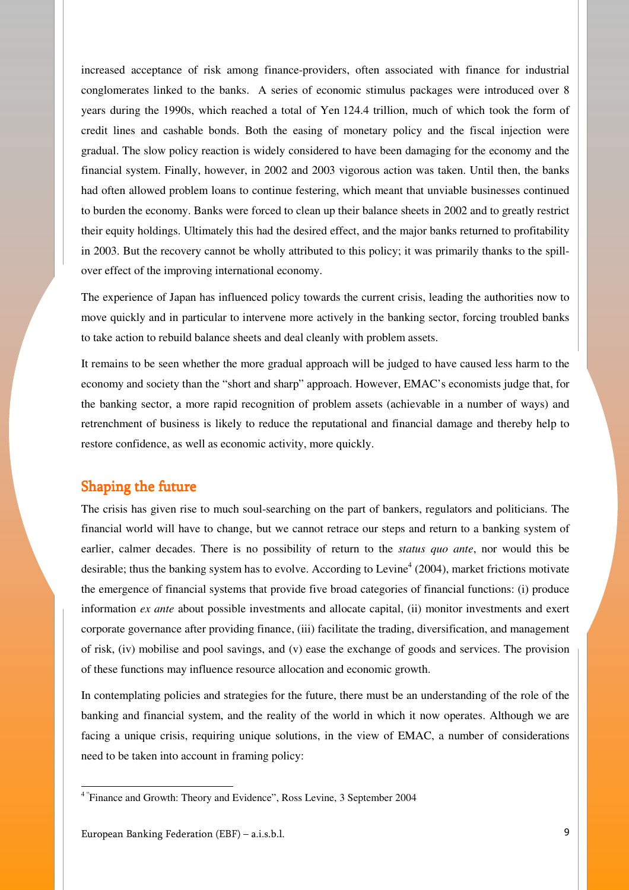increased acceptance of risk among finance-providers, often associated with finance for industrial conglomerates linked to the banks. A series of economic stimulus packages were introduced over 8 years during the 1990s, which reached a total of Yen 124.4 trillion, much of which took the form of credit lines and cashable bonds. Both the easing of monetary policy and the fiscal injection were gradual. The slow policy reaction is widely considered to have been damaging for the economy and the financial system. Finally, however, in 2002 and 2003 vigorous action was taken. Until then, the banks had often allowed problem loans to continue festering, which meant that unviable businesses continued to burden the economy. Banks were forced to clean up their balance sheets in 2002 and to greatly restrict their equity holdings. Ultimately this had the desired effect, and the major banks returned to profitability in 2003. But the recovery cannot be wholly attributed to this policy; it was primarily thanks to the spill-over effect of the improving international economy.

The experience of Japan has influenced policy towards the current crisis, leading the authorities now to move quickly and in particular to intervene more actively in the banking sector, forcing troubled banks to take action to rebuild balance sheets and deal cleanly with problem assets.

It remains to be seen whether the more gradual approach will be judged to have caused less harm to the economy and society than the "short and sharp" approach. However, EMAC's economists judge that, for the banking sector, a more rapid recognition of problem assets (achievable in a number of ways) and retrenchment of business is likely to reduce the reputational and financial damage and thereby help to restore confidence, as well as economic activity, more quickly.

## Shaping the future

The crisis has given rise to much soul-searching on the part of bankers, regulators and politicians. The financial world will have to change, but we cannot retrace our steps and return to a banking system of earlier, calmer decades. There is no possibility of return to the *status quo ante*, nor would this be desirable; thus the banking system has to evolve. According to Levine[4] (2004), market frictions motivate the emergence of financial systems that provide five broad categories of financial functions: (i) produce information *ex ante* about possible investments and allocate capital, (ii) monitor investments and exert corporate governance after providing finance, (iii) facilitate the trading, diversification, and management of risk, (iv) mobilise and pool savings, and (v) ease the exchange of goods and services. The provision of these functions may influence resource allocation and economic growth.

In contemplating policies and strategies for the future, there must be an understanding of the role of the banking and financial system, and the reality of the world in which it now operates. Although we are facing a unique crisis, requiring unique solutions, in the view of EMAC, a number of considerations need to be taken into account in framing policy:

[4] "Finance and Growth: Theory and Evidence", Ross Levine, 3 September 2004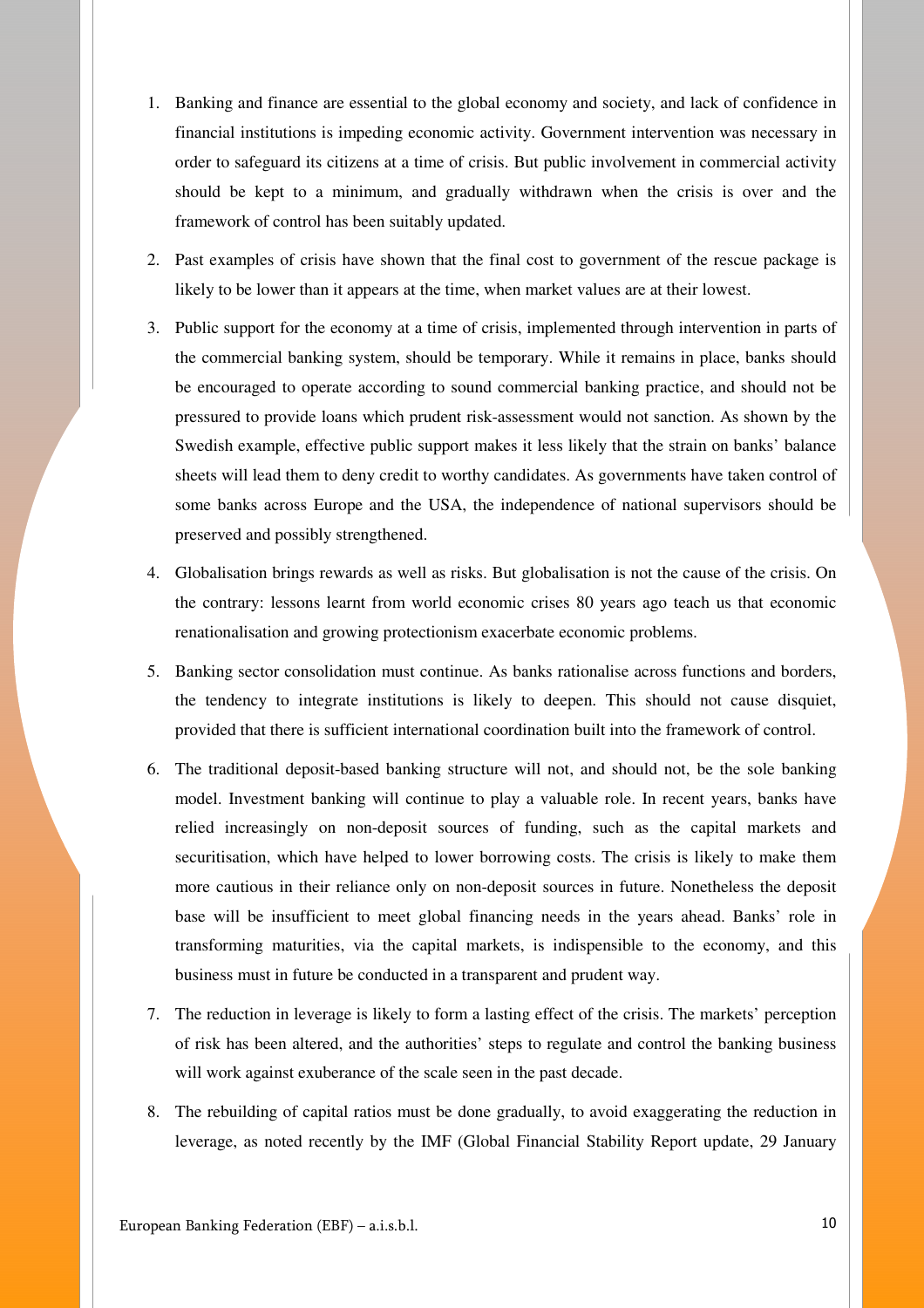1. Banking and finance are essential to the global economy and society, and lack of confidence in financial institutions is impeding economic activity. Government intervention was necessary in order to safeguard its citizens at a time of crisis. But public involvement in commercial activity should be kept to a minimum, and gradually withdrawn when the crisis is over and the framework of control has been suitably updated.

2. Past examples of crisis have shown that the final cost to government of the rescue package is likely to be lower than it appears at the time, when market values are at their lowest.

3. Public support for the economy at a time of crisis, implemented through intervention in parts of the commercial banking system, should be temporary. While it remains in place, banks should be encouraged to operate according to sound commercial banking practice, and should not be pressured to provide loans which prudent risk-assessment would not sanction. As shown by the Swedish example, effective public support makes it less likely that the strain on banks' balance sheets will lead them to deny credit to worthy candidates. As governments have taken control of some banks across Europe and the USA, the independence of national supervisors should be preserved and possibly strengthened.

4. Globalisation brings rewards as well as risks. But globalisation is not the cause of the crisis. On the contrary: lessons learnt from world economic crises 80 years ago teach us that economic renationalisation and growing protectionism exacerbate economic problems.

5. Banking sector consolidation must continue. As banks rationalise across functions and borders, the tendency to integrate institutions is likely to deepen. This should not cause disquiet, provided that there is sufficient international coordination built into the framework of control.

6. The traditional deposit-based banking structure will not, and should not, be the sole banking model. Investment banking will continue to play a valuable role. In recent years, banks have relied increasingly on non-deposit sources of funding, such as the capital markets and securitisation, which have helped to lower borrowing costs. The crisis is likely to make them more cautious in their reliance only on non-deposit sources in future. Nonetheless the deposit base will be insufficient to meet global financing needs in the years ahead. Banks' role in transforming maturities, via the capital markets, is indispensible to the economy, and this business must in future be conducted in a transparent and prudent way.

7. The reduction in leverage is likely to form a lasting effect of the crisis. The markets' perception of risk has been altered, and the authorities' steps to regulate and control the banking business will work against exuberance of the scale seen in the past decade.

8. The rebuilding of capital ratios must be done gradually, to avoid exaggerating the reduction in leverage, as noted recently by the IMF (Global Financial Stability Report update, 29 January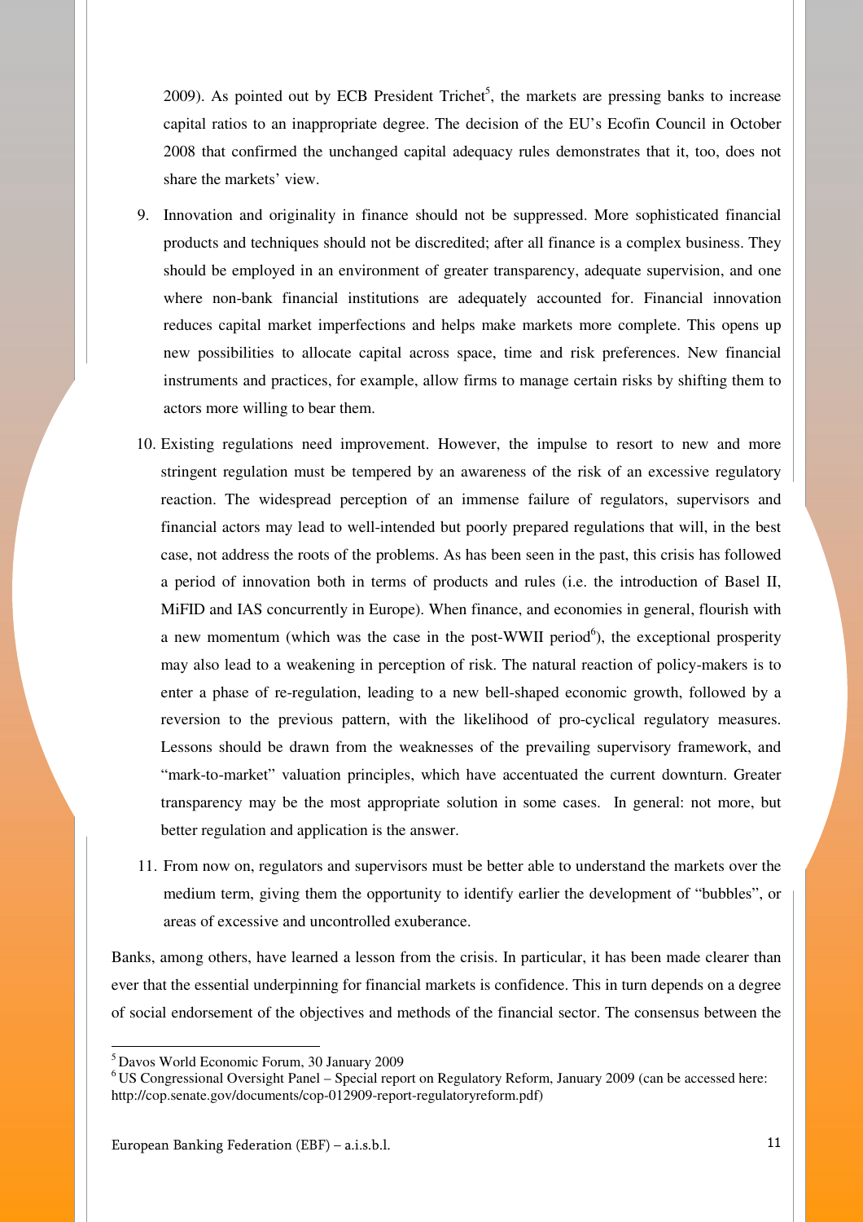2009). As pointed out by ECB President Trichet[5], the markets are pressing banks to increase capital ratios to an inappropriate degree. The decision of the EU's Ecofin Council in October 2008 that confirmed the unchanged capital adequacy rules demonstrates that it, too, does not share the markets' view.

9. Innovation and originality in finance should not be suppressed. More sophisticated financial products and techniques should not be discredited; after all finance is a complex business. They should be employed in an environment of greater transparency, adequate supervision, and one where non-bank financial institutions are adequately accounted for. Financial innovation reduces capital market imperfections and helps make markets more complete. This opens up new possibilities to allocate capital across space, time and risk preferences. New financial instruments and practices, for example, allow firms to manage certain risks by shifting them to actors more willing to bear them.

10. Existing regulations need improvement. However, the impulse to resort to new and more stringent regulation must be tempered by an awareness of the risk of an excessive regulatory reaction. The widespread perception of an immense failure of regulators, supervisors and financial actors may lead to well-intended but poorly prepared regulations that will, in the best case, not address the roots of the problems. As has been seen in the past, this crisis has followed a period of innovation both in terms of products and rules (i.e. the introduction of Basel II, MiFID and IAS concurrently in Europe). When finance, and economies in general, flourish with a new momentum (which was the case in the post-WWII period[6]), the exceptional prosperity may also lead to a weakening in perception of risk. The natural reaction of policy-makers is to enter a phase of re-regulation, leading to a new bell-shaped economic growth, followed by a reversion to the previous pattern, with the likelihood of pro-cyclical regulatory measures. Lessons should be drawn from the weaknesses of the prevailing supervisory framework, and "mark-to-market" valuation principles, which have accentuated the current downturn. Greater transparency may be the most appropriate solution in some cases. In general: not more, but better regulation and application is the answer.

11. From now on, regulators and supervisors must be better able to understand the markets over the medium term, giving them the opportunity to identify earlier the development of "bubbles", or areas of excessive and uncontrolled exuberance.

Banks, among others, have learned a lesson from the crisis. In particular, it has been made clearer than ever that the essential underpinning for financial markets is confidence. This in turn depends on a degree of social endorsement of the objectives and methods of the financial sector. The consensus between the

---

[5] Davos World Economic Forum, 30 January 2009

[6] US Congressional Oversight Panel – Special report on Regulatory Reform, January 2009 (can be accessed here: http://cop.senate.gov/documents/cop-012909-report-regulatoryreform.pdf)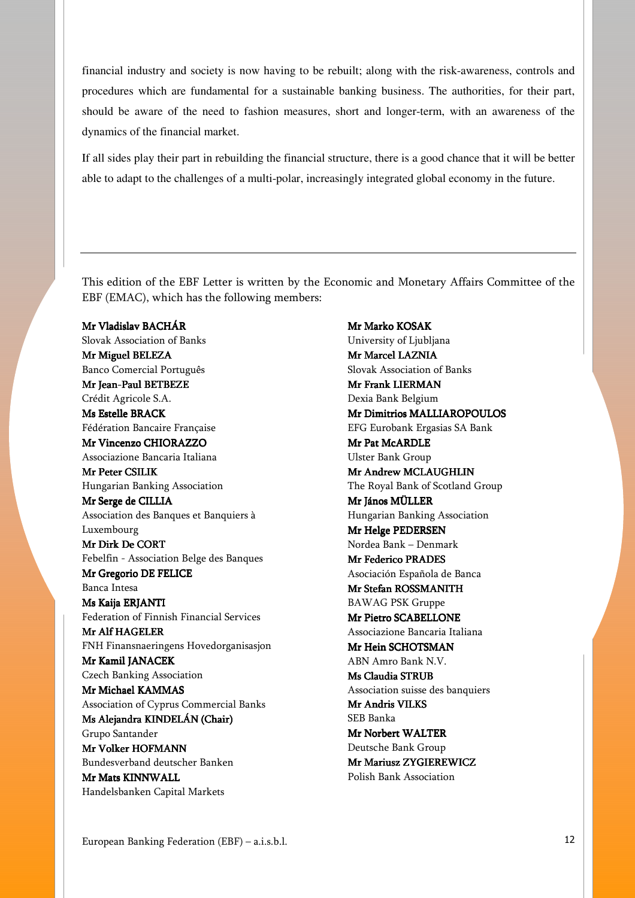financial industry and society is now having to be rebuilt; along with the risk-awareness, controls and procedures which are fundamental for a sustainable banking business. The authorities, for their part, should be aware of the need to fashion measures, short and longer-term, with an awareness of the dynamics of the financial market.

If all sides play their part in rebuilding the financial structure, there is a good chance that it will be better able to adapt to the challenges of a multi-polar, increasingly integrated global economy in the future.

---

This edition of the EBF Letter is written by the Economic and Monetary Affairs Committee of the EBF (EMAC), which has the following members:

**Mr Vladislav BACHÁR**
Slovak Association of Banks

**Mr Miguel BELEZA**
Banco Comercial Português

**Mr Jean-Paul BETBEZE**
Crédit Agricole S.A.

**Ms Estelle BRACK**
Fédération Bancaire Française

**Mr Vincenzo CHIORAZZO**
Associazione Bancaria Italiana

**Mr Peter CSILIK**
Hungarian Banking Association

**Mr Serge de CILLIA**
Association des Banques et Banquiers à Luxembourg

**Mr Dirk De CORT**
Febelfin - Association Belge des Banques

**Mr Gregorio DE FELICE**
Banca Intesa

**Ms Kaija ERJANTI**
Federation of Finnish Financial Services

**Mr Alf HAGELER**
FNH Finansnaeringens Hovedorganisasjon

**Mr Kamil JANACEK**
Czech Banking Association

**Mr Michael KAMMAS**
Association of Cyprus Commercial Banks

**Ms Alejandra KINDELÁN (Chair)**
Grupo Santander

**Mr Volker HOFMANN**
Bundesverband deutscher Banken

**Mr Mats KINNWALL**
Handelsbanken Capital Markets

**Mr Marko KOSAK**
University of Ljubljana

**Mr Marcel LAZNIA**
Slovak Association of Banks

**Mr Frank LIERMAN**
Dexia Bank Belgium

**Mr Dimitrios MALLIAROPOULOS**
EFG Eurobank Ergasias SA Bank

**Mr Pat McARDLE**
Ulster Bank Group

**Mr Andrew MCLAUGHLIN**
The Royal Bank of Scotland Group

**Mr János MÜLLER**
Hungarian Banking Association

**Mr Helge PEDERSEN**
Nordea Bank – Denmark

**Mr Federico PRADES**
Asociación Española de Banca

**Mr Stefan ROSSMANITH**
BAWAG PSK Gruppe

**Mr Pietro SCABELLONE**
Associazione Bancaria Italiana

**Mr Hein SCHOTSMAN**
ABN Amro Bank N.V.

**Ms Claudia STRUB**
Association suisse des banquiers

**Mr Andris VILKS**
SEB Banka

**Mr Norbert WALTER**
Deutsche Bank Group

**Mr Mariusz ZYGIEREWICZ**
Polish Bank Association